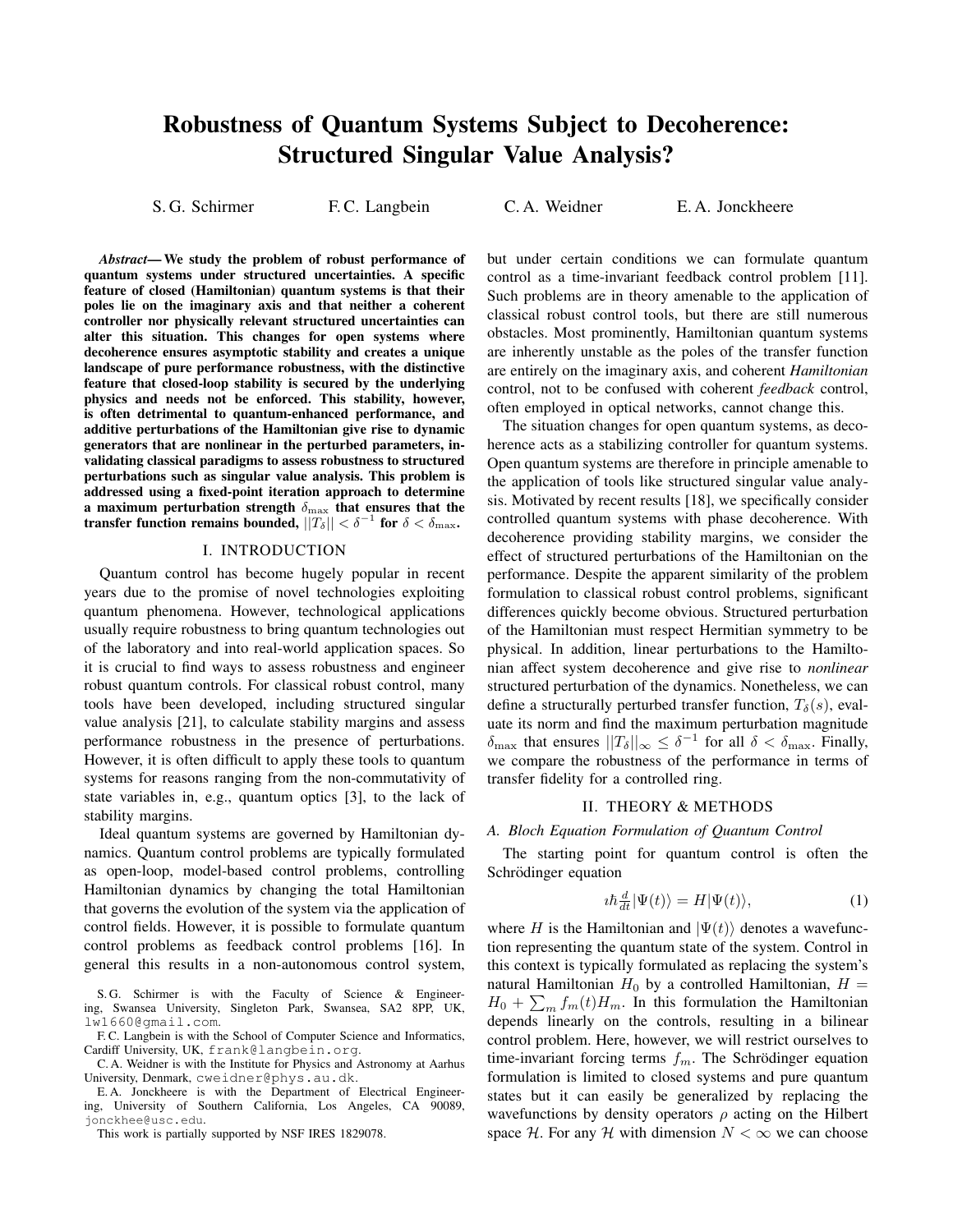# Robustness of Quantum Systems Subject to Decoherence: Structured Singular Value Analysis?

S. G. Schirmer F. C. Langbein C. A. Weidner E. A. Jonckheere

***Abstract*— We study the problem of robust performance of quantum systems under structured uncertainties. A specific feature of closed (Hamiltonian) quantum systems is that their poles lie on the imaginary axis and that neither a coherent controller nor physically relevant structured uncertainties can alter this situation. This changes for open systems where decoherence ensures asymptotic stability and creates a unique landscape of pure performance robustness, with the distinctive feature that closed-loop stability is secured by the underlying physics and needs not be enforced. This stability, however, is often detrimental to quantum-enhanced performance, and additive perturbations of the Hamiltonian give rise to dynamic generators that are nonlinear in the perturbed parameters, invalidating classical paradigms to assess robustness to structured perturbations such as singular value analysis. This problem is addressed using a fixed-point iteration approach to determine a maximum perturbation strength $\delta_{\max}$ that ensures that the transfer function remains bounded, $||T_\delta|| < \delta^{-1}$ for $\delta < \delta_{\max}$.**

## I. INTRODUCTION

Quantum control has become hugely popular in recent years due to the promise of novel technologies exploiting quantum phenomena. However, technological applications usually require robustness to bring quantum technologies out of the laboratory and into real-world application spaces. So it is crucial to find ways to assess robustness and engineer robust quantum controls. For classical robust control, many tools have been developed, including structured singular value analysis [21], to calculate stability margins and assess performance robustness in the presence of perturbations. However, it is often difficult to apply these tools to quantum systems for reasons ranging from the non-commutativity of state variables in, e.g., quantum optics [3], to the lack of stability margins.

Ideal quantum systems are governed by Hamiltonian dynamics. Quantum control problems are typically formulated as open-loop, model-based control problems, controlling Hamiltonian dynamics by changing the total Hamiltonian that governs the evolution of the system via the application of control fields. However, it is possible to formulate quantum control problems as feedback control problems [16]. In general this results in a non-autonomous control system, but under certain conditions we can formulate quantum control as a time-invariant feedback control problem [11]. Such problems are in theory amenable to the application of classical robust control tools, but there are still numerous obstacles. Most prominently, Hamiltonian quantum systems are inherently unstable as the poles of the transfer function are entirely on the imaginary axis, and coherent *Hamiltonian* control, not to be confused with coherent *feedback* control, often employed in optical networks, cannot change this.

The situation changes for open quantum systems, as decoherence acts as a stabilizing controller for quantum systems. Open quantum systems are therefore in principle amenable to the application of tools like structured singular value analysis. Motivated by recent results [18], we specifically consider controlled quantum systems with phase decoherence. With decoherence providing stability margins, we consider the effect of structured perturbations of the Hamiltonian on the performance. Despite the apparent similarity of the problem formulation to classical robust control problems, significant differences quickly become obvious. Structured perturbation of the Hamiltonian must respect Hermitian symmetry to be physical. In addition, linear perturbations to the Hamiltonian affect system decoherence and give rise to *nonlinear* structured perturbation of the dynamics. Nonetheless, we can define a structurally perturbed transfer function, $T_\delta(s)$, evaluate its norm and find the maximum perturbation magnitude $\delta_{\max}$ that ensures $||T_\delta||_\infty \leq \delta^{-1}$ for all $\delta < \delta_{\max}$. Finally, we compare the robustness of the performance in terms of transfer fidelity for a controlled ring.

## II. THEORY & METHODS

### A. Bloch Equation Formulation of Quantum Control

The starting point for quantum control is often the Schrödinger equation

$$\imath\hbar \tfrac{d}{dt}|\Psi(t)\rangle = H|\Psi(t)\rangle, \tag{1}$$

where $H$ is the Hamiltonian and $|\Psi(t)\rangle$ denotes a wavefunction representing the quantum state of the system. Control in this context is typically formulated as replacing the system's natural Hamiltonian $H_0$ by a controlled Hamiltonian, $H = H_0 + \sum_m f_m(t) H_m$. In this formulation the Hamiltonian depends linearly on the controls, resulting in a bilinear control problem. Here, however, we will restrict ourselves to time-invariant forcing terms $f_m$. The Schrödinger equation formulation is limited to closed systems and pure quantum states but it can easily be generalized by replacing the wavefunctions by density operators $\rho$ acting on the Hilbert space $\mathcal{H}$. For any $\mathcal{H}$ with dimension $N < \infty$ we can choose

S. G. Schirmer is with the Faculty of Science & Engineering, Swansea University, Singleton Park, Swansea, SA2 8PP, UK, lw1660@gmail.com.

F. C. Langbein is with the School of Computer Science and Informatics, Cardiff University, UK, frank@langbein.org.

C. A. Weidner is with the Institute for Physics and Astronomy at Aarhus University, Denmark, cweidner@phys.au.dk.

E. A. Jonckheere is with the Department of Electrical Engineering, University of Southern California, Los Angeles, CA 90089, jonckhee@usc.edu.

This work is partially supported by NSF IRES 1829078.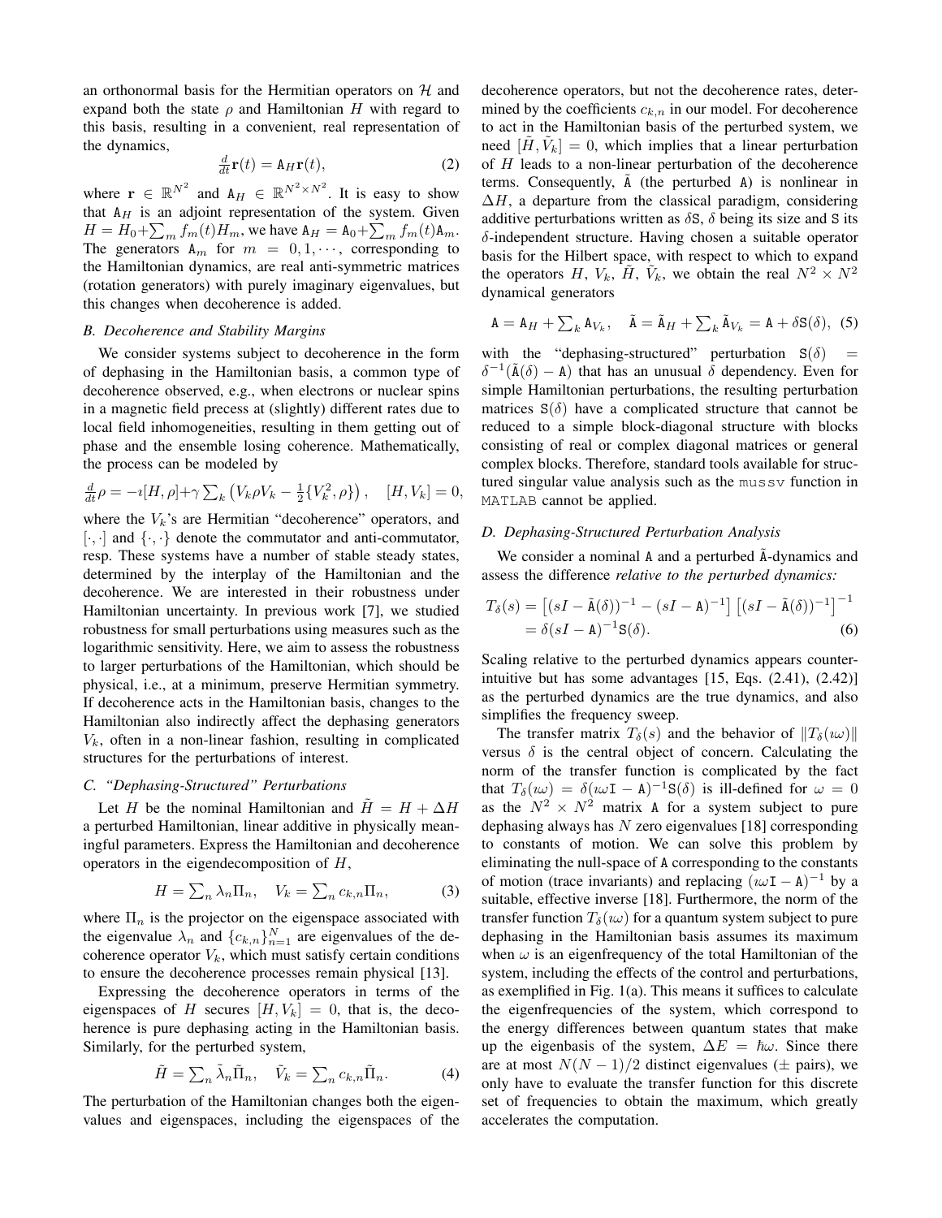an orthonormal basis for the Hermitian operators on $\mathcal{H}$ and expand both the state $\rho$ and Hamiltonian $H$ with regard to this basis, resulting in a convenient, real representation of the dynamics,

$$\tfrac{d}{dt}\mathbf{r}(t) = \mathtt{A}_H \mathbf{r}(t), \tag{2}$$

where $\mathbf{r} \in \mathbb{R}^{N^2}$ and $\mathtt{A}_H \in \mathbb{R}^{N^2 \times N^2}$. It is easy to show that $\mathtt{A}_H$ is an adjoint representation of the system. Given $H = H_0 + \sum_m f_m(t) H_m$, we have $\mathtt{A}_H = \mathtt{A}_0 + \sum_m f_m(t)\mathtt{A}_m$. The generators $\mathtt{A}_m$ for $m = 0, 1, \cdots$, corresponding to the Hamiltonian dynamics, are real anti-symmetric matrices (rotation generators) with purely imaginary eigenvalues, but this changes when decoherence is added.

### B. Decoherence and Stability Margins

We consider systems subject to decoherence in the form of dephasing in the Hamiltonian basis, a common type of decoherence observed, e.g., when electrons or nuclear spins in a magnetic field precess at (slightly) different rates due to local field inhomogeneities, resulting in them getting out of phase and the ensemble losing coherence. Mathematically, the process can be modeled by

$$\tfrac{d}{dt}\rho = -\imath[H,\rho] + \gamma \sum_k \left(V_k \rho V_k - \tfrac{1}{2}\{V_k^2, \rho\}\right), \quad [H, V_k] = 0,$$

where the $V_k$'s are Hermitian "decoherence" operators, and $[\cdot,\cdot]$ and $\{\cdot,\cdot\}$ denote the commutator and anti-commutator, resp. These systems have a number of stable steady states, determined by the interplay of the Hamiltonian and the decoherence. We are interested in their robustness under Hamiltonian uncertainty. In previous work [7], we studied robustness for small perturbations using measures such as the logarithmic sensitivity. Here, we aim to assess the robustness to larger perturbations of the Hamiltonian, which should be physical, i.e., at a minimum, preserve Hermitian symmetry. If decoherence acts in the Hamiltonian basis, changes to the Hamiltonian also indirectly affect the dephasing generators $V_k$, often in a non-linear fashion, resulting in complicated structures for the perturbations of interest.

### C. "Dephasing-Structured" Perturbations

Let $H$ be the nominal Hamiltonian and $\tilde{H} = H + \Delta H$ a perturbed Hamiltonian, linear additive in physically meaningful parameters. Express the Hamiltonian and decoherence operators in the eigendecomposition of $H$,

$$H = \sum_n \lambda_n \Pi_n, \quad V_k = \sum_n c_{k,n} \Pi_n, \tag{3}$$

where $\Pi_n$ is the projector on the eigenspace associated with the eigenvalue $\lambda_n$ and $\{c_{k,n}\}_{n=1}^N$ are eigenvalues of the decoherence operator $V_k$, which must satisfy certain conditions to ensure the decoherence processes remain physical [13].

Expressing the decoherence operators in terms of the eigenspaces of $H$ secures $[H, V_k] = 0$, that is, the decoherence is pure dephasing acting in the Hamiltonian basis. Similarly, for the perturbed system,

$$\tilde{H} = \sum_n \tilde{\lambda}_n \tilde{\Pi}_n, \quad \tilde{V}_k = \sum_n c_{k,n} \tilde{\Pi}_n. \tag{4}$$

The perturbation of the Hamiltonian changes both the eigenvalues and eigenspaces, including the eigenspaces of the decoherence operators, but not the decoherence rates, determined by the coefficients $c_{k,n}$ in our model. For decoherence to act in the Hamiltonian basis of the perturbed system, we need $[\tilde{H}, \tilde{V}_k] = 0$, which implies that a linear perturbation of $H$ leads to a non-linear perturbation of the decoherence terms. Consequently, $\tilde{\mathtt{A}}$ (the perturbed $\mathtt{A}$) is nonlinear in $\Delta H$, a departure from the classical paradigm, considering additive perturbations written as $\delta\mathtt{S}$, $\delta$ being its size and $\mathtt{S}$ its $\delta$-independent structure. Having chosen a suitable operator basis for the Hilbert space, with respect to which to expand the operators $H$, $V_k$, $\tilde{H}$, $\tilde{V}_k$, we obtain the real $N^2 \times N^2$ dynamical generators

$$\mathtt{A} = \mathtt{A}_H + \sum_k \mathtt{A}_{V_k}, \quad \tilde{\mathtt{A}} = \tilde{\mathtt{A}}_H + \sum_k \tilde{\mathtt{A}}_{V_k} = \mathtt{A} + \delta\mathtt{S}(\delta), \tag{5}$$

with the "dephasing-structured" perturbation $\mathtt{S}(\delta) = \delta^{-1}(\tilde{\mathtt{A}}(\delta) - \mathtt{A})$ that has an unusual $\delta$ dependency. Even for simple Hamiltonian perturbations, the resulting perturbation matrices $\mathtt{S}(\delta)$ have a complicated structure that cannot be reduced to a simple block-diagonal structure with blocks consisting of real or complex diagonal matrices or general complex blocks. Therefore, standard tools available for structured singular value analysis such as the `mussv` function in `MATLAB` cannot be applied.

### D. Dephasing-Structured Perturbation Analysis

We consider a nominal $\mathtt{A}$ and a perturbed $\tilde{\mathtt{A}}$-dynamics and assess the difference *relative to the perturbed dynamics:*

$$\begin{aligned} T_\delta(s) &= \left[(sI - \tilde{\mathtt{A}}(\delta))^{-1} - (sI - \mathtt{A})^{-1}\right]\left[(sI - \tilde{\mathtt{A}}(\delta))^{-1}\right]^{-1} \\ &= \delta(sI - \mathtt{A})^{-1}\mathtt{S}(\delta). \end{aligned} \tag{6}$$

Scaling relative to the perturbed dynamics appears counter-intuitive but has some advantages [15, Eqs. (2.41), (2.42)] as the perturbed dynamics are the true dynamics, and also simplifies the frequency sweep.

The transfer matrix $T_\delta(s)$ and the behavior of $\|T_\delta(\imath\omega)\|$ versus $\delta$ is the central object of concern. Calculating the norm of the transfer function is complicated by the fact that $T_\delta(\imath\omega) = \delta(\imath\omega\mathtt{I} - \mathtt{A})^{-1}\mathtt{S}(\delta)$ is ill-defined for $\omega = 0$ as the $N^2 \times N^2$ matrix $\mathtt{A}$ for a system subject to pure dephasing always has $N$ zero eigenvalues [18] corresponding to constants of motion. We can solve this problem by eliminating the null-space of $\mathtt{A}$ corresponding to the constants of motion (trace invariants) and replacing $(\imath\omega\mathtt{I} - \mathtt{A})^{-1}$ by a suitable, effective inverse [18]. Furthermore, the norm of the transfer function $T_\delta(\imath\omega)$ for a quantum system subject to pure dephasing in the Hamiltonian basis assumes its maximum when $\omega$ is an eigenfrequency of the total Hamiltonian of the system, including the effects of the control and perturbations, as exemplified in Fig. 1(a). This means it suffices to calculate the eigenfrequencies of the system, which correspond to the energy differences between quantum states that make up the eigenbasis of the system, $\Delta E = \hbar\omega$. Since there are at most $N(N-1)/2$ distinct eigenvalues ($\pm$ pairs), we only have to evaluate the transfer function for this discrete set of frequencies to obtain the maximum, which greatly accelerates the computation.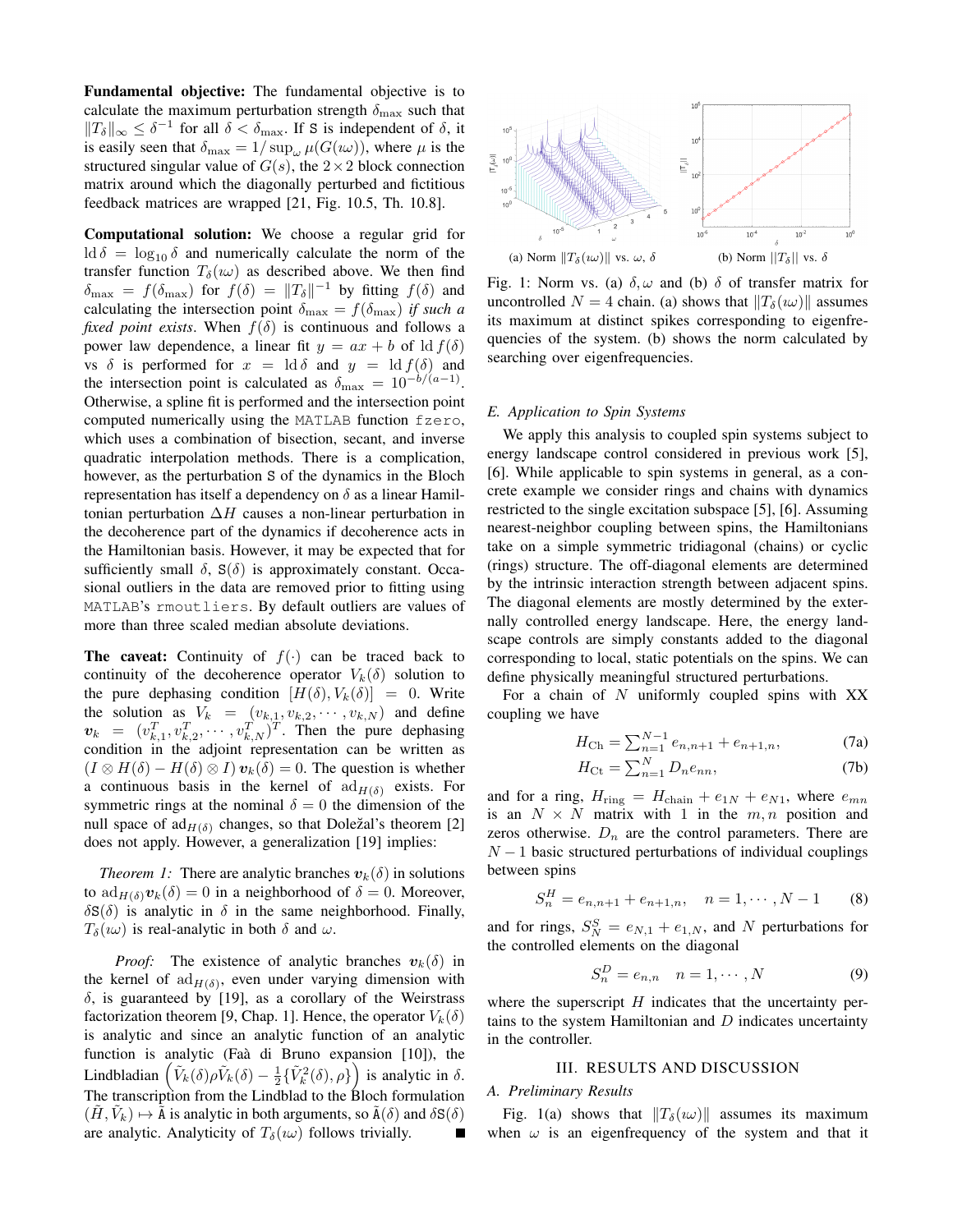**Fundamental objective:** The fundamental objective is to calculate the maximum perturbation strength $\delta_{\max}$ such that $\|T_\delta\|_\infty \le \delta^{-1}$ for all $\delta < \delta_{\max}$. If S is independent of $\delta$, it is easily seen that $\delta_{\max} = 1/\sup_\omega \mu(G(\imath\omega))$, where $\mu$ is the structured singular value of $G(s)$, the $2\times 2$ block connection matrix around which the diagonally perturbed and fictitious feedback matrices are wrapped [21, Fig. 10.5, Th. 10.8].

**Computational solution:** We choose a regular grid for $\operatorname{ld}\delta = \log_{10}\delta$ and numerically calculate the norm of the transfer function $T_\delta(\imath\omega)$ as described above. We then find $\delta_{\max} = f(\delta_{\max})$ for $f(\delta) = \|T_\delta\|^{-1}$ by fitting $f(\delta)$ and calculating the intersection point $\delta_{\max} = f(\delta_{\max})$ *if such a fixed point exists*. When $f(\delta)$ is continuous and follows a power law dependence, a linear fit $y = ax + b$ of $\operatorname{ld} f(\delta)$ vs $\delta$ is performed for $x = \operatorname{ld}\delta$ and $y = \operatorname{ld} f(\delta)$ and the intersection point is calculated as $\delta_{\max} = 10^{-b/(a-1)}$. Otherwise, a spline fit is performed and the intersection point computed numerically using the MATLAB function fzero, which uses a combination of bisection, secant, and inverse quadratic interpolation methods. There is a complication, however, as the perturbation S of the dynamics in the Bloch representation has itself a dependency on $\delta$ as a linear Hamiltonian perturbation $\Delta H$ causes a non-linear perturbation in the decoherence part of the dynamics if decoherence acts in the Hamiltonian basis. However, it may be expected that for sufficiently small $\delta$, $\mathtt{S}(\delta)$ is approximately constant. Occasional outliers in the data are removed prior to fitting using MATLAB's rmoutliers. By default outliers are values of more than three scaled median absolute deviations.

**The caveat:** Continuity of $f(\cdot)$ can be traced back to continuity of the decoherence operator $V_k(\delta)$ solution to the pure dephasing condition $[H(\delta), V_k(\delta)] = 0$. Write the solution as $V_k = (v_{k,1}, v_{k,2}, \cdots, v_{k,N})$ and define $\boldsymbol{v}_k = (v_{k,1}^T, v_{k,2}^T, \cdots, v_{k,N}^T)^T$. Then the pure dephasing condition in the adjoint representation can be written as $(I\otimes H(\delta) - H(\delta)\otimes I)\,\boldsymbol{v}_k(\delta) = 0$. The question is whether a continuous basis in the kernel of $\mathrm{ad}_{H(\delta)}$ exists. For symmetric rings at the nominal $\delta = 0$ the dimension of the null space of $\mathrm{ad}_{H(\delta)}$ changes, so that Doležal's theorem [2] does not apply. However, a generalization [19] implies:

*Theorem 1:* There are analytic branches $\boldsymbol{v}_k(\delta)$ in solutions to $\mathrm{ad}_{H(\delta)}\boldsymbol{v}_k(\delta) = 0$ in a neighborhood of $\delta = 0$. Moreover, $\delta\mathtt{S}(\delta)$ is analytic in $\delta$ in the same neighborhood. Finally, $T_\delta(\imath\omega)$ is real-analytic in both $\delta$ and $\omega$.

*Proof:* The existence of analytic branches $\boldsymbol{v}_k(\delta)$ in the kernel of $\mathrm{ad}_{H(\delta)}$, even under varying dimension with $\delta$, is guaranteed by [19], as a corollary of the Weirstrass factorization theorem [9, Chap. 1]. Hence, the operator $V_k(\delta)$ is analytic and since an analytic function of an analytic function is analytic (Faà di Bruno expansion [10]), the Lindbladian $\left(\tilde{V}_k(\delta)\rho\tilde{V}_k(\delta) - \frac{1}{2}\{\tilde{V}_k^2(\delta), \rho\}\right)$ is analytic in $\delta$. The transcription from the Lindblad to the Bloch formulation $(\tilde{H}, \tilde{V}_k) \mapsto \tilde{\mathtt{A}}$ is analytic in both arguments, so $\tilde{\mathtt{A}}(\delta)$ and $\delta\mathtt{S}(\delta)$ are analytic. Analyticity of $T_\delta(\imath\omega)$ follows trivially. ∎

(a) Norm $\|T_\delta(\imath\omega)\|$ vs. $\omega$, $\delta$ (b) Norm $\|T_\delta\|$ vs. $\delta$

Fig. 1: Norm vs. (a) $\delta, \omega$ and (b) $\delta$ of transfer matrix for uncontrolled $N = 4$ chain. (a) shows that $\|T_\delta(\imath\omega)\|$ assumes its maximum at distinct spikes corresponding to eigenfrequencies of the system. (b) shows the norm calculated by searching over eigenfrequencies.

### E. Application to Spin Systems

We apply this analysis to coupled spin systems subject to energy landscape control considered in previous work [5], [6]. While applicable to spin systems in general, as a concrete example we consider rings and chains with dynamics restricted to the single excitation subspace [5], [6]. Assuming nearest-neighbor coupling between spins, the Hamiltonians take on a simple symmetric tridiagonal (chains) or cyclic (rings) structure. The off-diagonal elements are determined by the intrinsic interaction strength between adjacent spins. The diagonal elements are mostly determined by the externally controlled energy landscape. Here, the energy landscape controls are simply constants added to the diagonal corresponding to local, static potentials on the spins. We can define physically meaningful structured perturbations.

For a chain of $N$ uniformly coupled spins with XX coupling we have

$$H_{\mathrm{Ch}} = \sum_{n=1}^{N-1} e_{n,n+1} + e_{n+1,n}, \tag{7a}$$

$$H_{\mathrm{Ct}} = \sum_{n=1}^{N} D_n e_{nn}, \tag{7b}$$

and for a ring, $H_{\mathrm{ring}} = H_{\mathrm{chain}} + e_{1N} + e_{N1}$, where $e_{mn}$ is an $N\times N$ matrix with 1 in the $m,n$ position and zeros otherwise. $D_n$ are the control parameters. There are $N-1$ basic structured perturbations of individual couplings between spins

$$S_n^H = e_{n,n+1} + e_{n+1,n}, \quad n = 1, \cdots, N-1 \tag{8}$$

and for rings, $S_N^S = e_{N,1} + e_{1,N}$, and $N$ perturbations for the controlled elements on the diagonal

$$S_n^D = e_{n,n} \quad n = 1, \cdots, N \tag{9}$$

where the superscript $H$ indicates that the uncertainty pertains to the system Hamiltonian and $D$ indicates uncertainty in the controller.

## III. RESULTS AND DISCUSSION

### A. Preliminary Results

Fig. 1(a) shows that $\|T_\delta(\imath\omega)\|$ assumes its maximum when $\omega$ is an eigenfrequency of the system and that it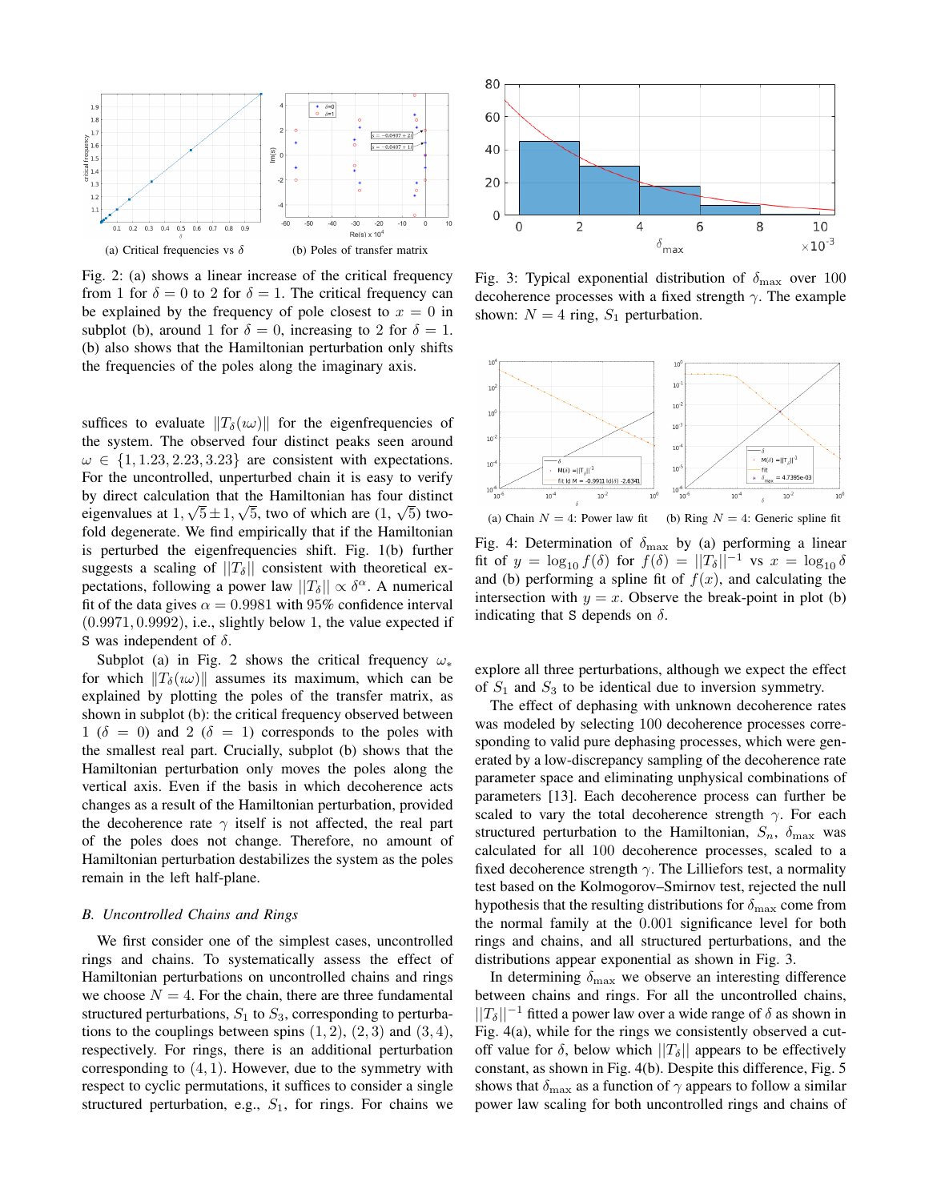(a) Critical frequencies vs $\delta$

(b) Poles of transfer matrix

Fig. 2: (a) shows a linear increase of the critical frequency from 1 for $\delta = 0$ to 2 for $\delta = 1$. The critical frequency can be explained by the frequency of pole closest to $x = 0$ in subplot (b), around 1 for $\delta = 0$, increasing to 2 for $\delta = 1$. (b) also shows that the Hamiltonian perturbation only shifts the frequencies of the poles along the imaginary axis.

suffices to evaluate $\|T_\delta(\imath\omega)\|$ for the eigenfrequencies of the system. The observed four distinct peaks seen around $\omega \in \{1, 1.23, 2.23, 3.23\}$ are consistent with expectations. For the uncontrolled, unperturbed chain it is easy to verify by direct calculation that the Hamiltonian has four distinct eigenvalues at $1, \sqrt{5} \pm 1, \sqrt{5}$, two of which are $(1, \sqrt{5})$ two-fold degenerate. We find empirically that if the Hamiltonian is perturbed the eigenfrequencies shift. Fig. 1(b) further suggests a scaling of $||T_\delta||$ consistent with theoretical expectations, following a power law $||T_\delta|| \propto \delta^\alpha$. A numerical fit of the data gives $\alpha = 0.9981$ with 95% confidence interval $(0.9971, 0.9992)$, i.e., slightly below 1, the value expected if S was independent of $\delta$.

Subplot (a) in Fig. 2 shows the critical frequency $\omega_*$ for which $\|T_\delta(\imath\omega)\|$ assumes its maximum, which can be explained by plotting the poles of the transfer matrix, as shown in subplot (b): the critical frequency observed between 1 ($\delta = 0$) and 2 ($\delta = 1$) corresponds to the poles with the smallest real part. Crucially, subplot (b) shows that the Hamiltonian perturbation only moves the poles along the vertical axis. Even if the basis in which decoherence acts changes as a result of the Hamiltonian perturbation, provided the decoherence rate $\gamma$ itself is not affected, the real part of the poles does not change. Therefore, no amount of Hamiltonian perturbation destabilizes the system as the poles remain in the left half-plane.

### B. Uncontrolled Chains and Rings

We first consider one of the simplest cases, uncontrolled rings and chains. To systematically assess the effect of Hamiltonian perturbations on uncontrolled chains and rings we choose $N = 4$. For the chain, there are three fundamental structured perturbations, $S_1$ to $S_3$, corresponding to perturbations to the couplings between spins $(1, 2)$, $(2, 3)$ and $(3, 4)$, respectively. For rings, there is an additional perturbation corresponding to $(4, 1)$. However, due to the symmetry with respect to cyclic permutations, it suffices to consider a single structured perturbation, e.g., $S_1$, for rings. For chains we explore all three perturbations, although we expect the effect of $S_1$ and $S_3$ to be identical due to inversion symmetry.

Fig. 3: Typical exponential distribution of $\delta_{\max}$ over 100 decoherence processes with a fixed strength $\gamma$. The example shown: $N = 4$ ring, $S_1$ perturbation.

(a) Chain $N = 4$: Power law fit

(b) Ring $N = 4$: Generic spline fit

Fig. 4: Determination of $\delta_{\max}$ by (a) performing a linear fit of $y = \log_{10} f(\delta)$ for $f(\delta) = ||T_\delta||^{-1}$ vs $x = \log_{10} \delta$ and (b) performing a spline fit of $f(x)$, and calculating the intersection with $y = x$. Observe the break-point in plot (b) indicating that S depends on $\delta$.

The effect of dephasing with unknown decoherence rates was modeled by selecting 100 decoherence processes corresponding to valid pure dephasing processes, which were generated by a low-discrepancy sampling of the decoherence rate parameter space and eliminating unphysical combinations of parameters [13]. Each decoherence process can further be scaled to vary the total decoherence strength $\gamma$. For each structured perturbation to the Hamiltonian, $S_n$, $\delta_{\max}$ was calculated for all 100 decoherence processes, scaled to a fixed decoherence strength $\gamma$. The Lilliefors test, a normality test based on the Kolmogorov–Smirnov test, rejected the null hypothesis that the resulting distributions for $\delta_{\max}$ come from the normal family at the 0.001 significance level for both rings and chains, and all structured perturbations, and the distributions appear exponential as shown in Fig. 3.

In determining $\delta_{\max}$ we observe an interesting difference between chains and rings. For all the uncontrolled chains, $||T_\delta||^{-1}$ fitted a power law over a wide range of $\delta$ as shown in Fig. 4(a), while for the rings we consistently observed a cut-off value for $\delta$, below which $||T_\delta||$ appears to be effectively constant, as shown in Fig. 4(b). Despite this difference, Fig. 5 shows that $\delta_{\max}$ as a function of $\gamma$ appears to follow a similar power law scaling for both uncontrolled rings and chains of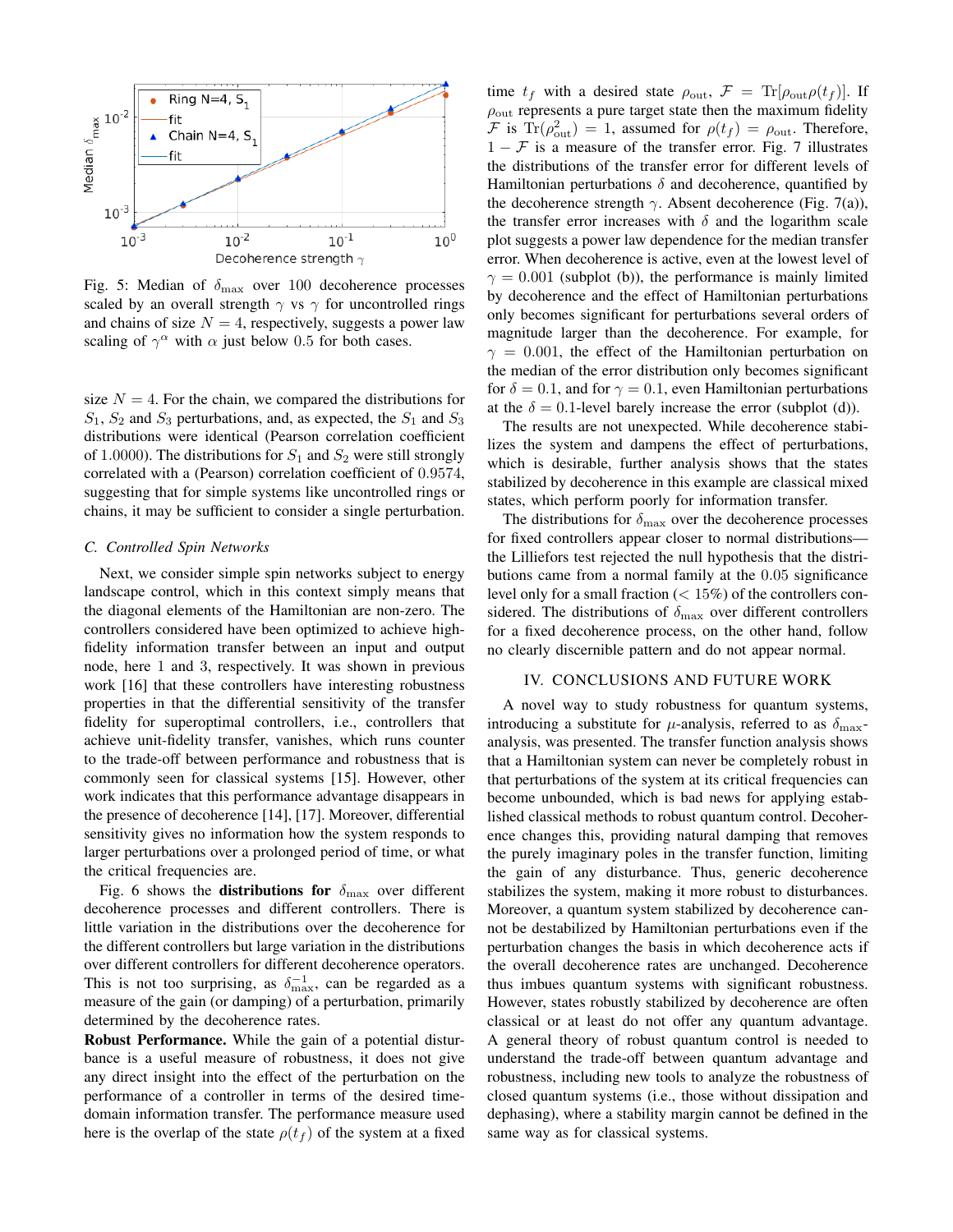Fig. 5: Median of $\delta_{\max}$ over 100 decoherence processes scaled by an overall strength $\gamma$ vs $\gamma$ for uncontrolled rings and chains of size $N=4$, respectively, suggests a power law scaling of $\gamma^{\alpha}$ with $\alpha$ just below 0.5 for both cases.

size $N=4$. For the chain, we compared the distributions for $S_1$, $S_2$ and $S_3$ perturbations, and, as expected, the $S_1$ and $S_3$ distributions were identical (Pearson correlation coefficient of 1.0000). The distributions for $S_1$ and $S_2$ were still strongly correlated with a (Pearson) correlation coefficient of 0.9574, suggesting that for simple systems like uncontrolled rings or chains, it may be sufficient to consider a single perturbation.

### C. Controlled Spin Networks

Next, we consider simple spin networks subject to energy landscape control, which in this context simply means that the diagonal elements of the Hamiltonian are non-zero. The controllers considered have been optimized to achieve high-fidelity information transfer between an input and output node, here 1 and 3, respectively. It was shown in previous work [16] that these controllers have interesting robustness properties in that the differential sensitivity of the transfer fidelity for superoptimal controllers, i.e., controllers that achieve unit-fidelity transfer, vanishes, which runs counter to the trade-off between performance and robustness that is commonly seen for classical systems [15]. However, other work indicates that this performance advantage disappears in the presence of decoherence [14], [17]. Moreover, differential sensitivity gives no information how the system responds to larger perturbations over a prolonged period of time, or what the critical frequencies are.

Fig. 6 shows the **distributions for** $\delta_{\max}$ over different decoherence processes and different controllers. There is little variation in the distributions over the decoherence for the different controllers but large variation in the distributions over different controllers for different decoherence operators. This is not too surprising, as $\delta_{\max}^{-1}$, can be regarded as a measure of the gain (or damping) of a perturbation, primarily determined by the decoherence rates.

**Robust Performance.** While the gain of a potential disturbance is a useful measure of robustness, it does not give any direct insight into the effect of the perturbation on the performance of a controller in terms of the desired time-domain information transfer. The performance measure used here is the overlap of the state $\rho(t_f)$ of the system at a fixed time $t_f$ with a desired state $\rho_{\rm out}$, $\mathcal{F}=\mathrm{Tr}[\rho_{\rm out}\rho(t_f)]$. If $\rho_{\rm out}$ represents a pure target state then the maximum fidelity $\mathcal{F}$ is $\mathrm{Tr}(\rho_{\rm out}^2)=1$, assumed for $\rho(t_f)=\rho_{\rm out}$. Therefore, $1-\mathcal{F}$ is a measure of the transfer error. Fig. 7 illustrates the distributions of the transfer error for different levels of Hamiltonian perturbations $\delta$ and decoherence, quantified by the decoherence strength $\gamma$. Absent decoherence (Fig. 7(a)), the transfer error increases with $\delta$ and the logarithm scale plot suggests a power law dependence for the median transfer error. When decoherence is active, even at the lowest level of $\gamma=0.001$ (subplot (b)), the performance is mainly limited by decoherence and the effect of Hamiltonian perturbations only becomes significant for perturbations several orders of magnitude larger than the decoherence. For example, for $\gamma=0.001$, the effect of the Hamiltonian perturbation on the median of the error distribution only becomes significant for $\delta=0.1$, and for $\gamma=0.1$, even Hamiltonian perturbations at the $\delta=0.1$-level barely increase the error (subplot (d)).

The results are not unexpected. While decoherence stabilizes the system and dampens the effect of perturbations, which is desirable, further analysis shows that the states stabilized by decoherence in this example are classical mixed states, which perform poorly for information transfer.

The distributions for $\delta_{\max}$ over the decoherence processes for fixed controllers appear closer to normal distributions—the Lilliefors test rejected the null hypothesis that the distributions came from a normal family at the 0.05 significance level only for a small fraction ($<15\%$) of the controllers considered. The distributions of $\delta_{\max}$ over different controllers for a fixed decoherence process, on the other hand, follow no clearly discernible pattern and do not appear normal.

## IV. CONCLUSIONS AND FUTURE WORK

A novel way to study robustness for quantum systems, introducing a substitute for $\mu$-analysis, referred to as $\delta_{\max}$-analysis, was presented. The transfer function analysis shows that a Hamiltonian system can never be completely robust in that perturbations of the system at its critical frequencies can become unbounded, which is bad news for applying established classical methods to robust quantum control. Decoherence changes this, providing natural damping that removes the purely imaginary poles in the transfer function, limiting the gain of any disturbance. Thus, generic decoherence stabilizes the system, making it more robust to disturbances. Moreover, a quantum system stabilized by decoherence cannot be destabilized by Hamiltonian perturbations even if the perturbation changes the basis in which decoherence acts if the overall decoherence rates are unchanged. Decoherence thus imbues quantum systems with significant robustness. However, states robustly stabilized by decoherence are often classical or at least do not offer any quantum advantage. A general theory of robust quantum control is needed to understand the trade-off between quantum advantage and robustness, including new tools to analyze the robustness of closed quantum systems (i.e., those without dissipation and dephasing), where a stability margin cannot be defined in the same way as for classical systems.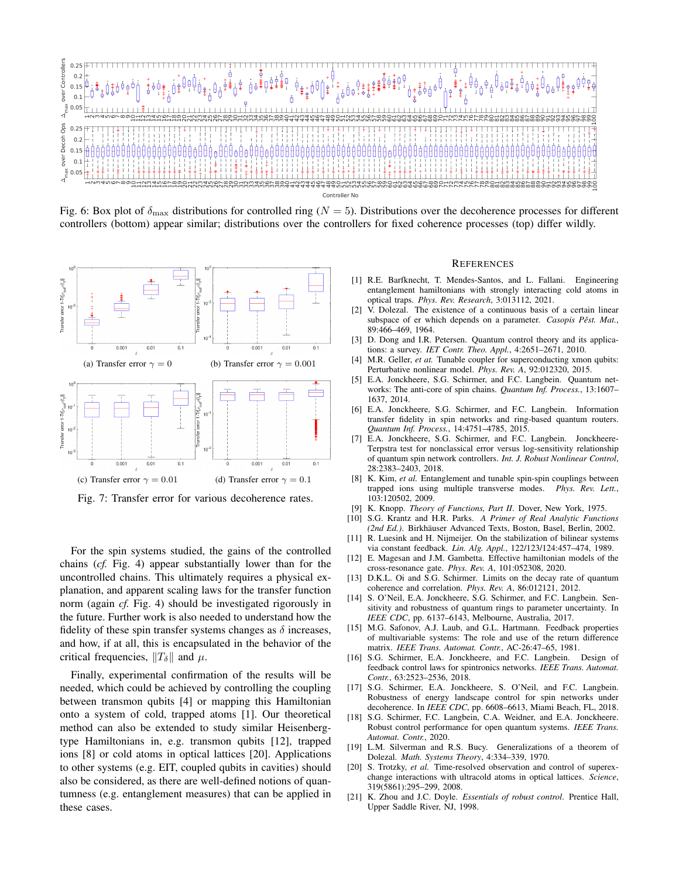Fig. 6: Box plot of $\delta_{\max}$ distributions for controlled ring ($N = 5$). Distributions over the decoherence processes for different controllers (bottom) appear similar; distributions over the controllers for fixed coherence processes (top) differ wildly.

(a) Transfer error $\gamma = 0$

(b) Transfer error $\gamma = 0.001$

(c) Transfer error $\gamma = 0.01$

(d) Transfer error $\gamma = 0.1$

Fig. 7: Transfer error for various decoherence rates.

For the spin systems studied, the gains of the controlled chains (*cf.* Fig. 4) appear substantially lower than for the uncontrolled chains. This ultimately requires a physical explanation, and apparent scaling laws for the transfer function norm (again *cf.* Fig. 4) should be investigated rigorously in the future. Further work is also needed to understand how the fidelity of these spin transfer systems changes as $\delta$ increases, and how, if at all, this is encapsulated in the behavior of the critical frequencies, $\|T_\delta\|$ and $\mu$.

Finally, experimental confirmation of the results will be needed, which could be achieved by controlling the coupling between transmon qubits [4] or mapping this Hamiltonian onto a system of cold, trapped atoms [1]. Our theoretical method can also be extended to study similar Heisenberg-type Hamiltonians in, e.g. transmon qubits [12], trapped ions [8] or cold atoms in optical lattices [20]. Applications to other systems (e.g. EIT, coupled qubits in cavities) should also be considered, as there are well-defined notions of quantumness (e.g. entanglement measures) that can be applied in these cases.

## References

[1] R.E. Barfknecht, T. Mendes-Santos, and L. Fallani. Engineering entanglement hamiltonians with strongly interacting cold atoms in optical traps. *Phys. Rev. Research*, 3:013112, 2021.

[2] V. Dolezal. The existence of a continuous basis of a certain linear subspace of er which depends on a parameter. *Casopis Pěst. Mat.*, 89:466–469, 1964.

[3] D. Dong and I.R. Petersen. Quantum control theory and its applications: a survey. *IET Contr. Theo. Appl.*, 4:2651–2671, 2010.

[4] M.R. Geller, *et al.* Tunable coupler for superconducting xmon qubits: Perturbative nonlinear model. *Phys. Rev. A*, 92:012320, 2015.

[5] E.A. Jonckheere, S.G. Schirmer, and F.C. Langbein. Quantum networks: The anti-core of spin chains. *Quantum Inf. Process.*, 13:1607–1637, 2014.

[6] E.A. Jonckheere, S.G. Schirmer, and F.C. Langbein. Information transfer fidelity in spin networks and ring-based quantum routers. *Quantum Inf. Process.*, 14:4751–4785, 2015.

[7] E.A. Jonckheere, S.G. Schirmer, and F.C. Langbein. Jonckheere-Terpstra test for nonclassical error versus log-sensitivity relationship of quantum spin network controllers. *Int. J. Robust Nonlinear Control*, 28:2383–2403, 2018.

[8] K. Kim, *et al.* Entanglement and tunable spin-spin couplings between trapped ions using multiple transverse modes. *Phys. Rev. Lett.*, 103:120502, 2009.

[9] K. Knopp. *Theory of Functions, Part II*. Dover, New York, 1975.

[10] S.G. Krantz and H.R. Parks. *A Primer of Real Analytic Functions (2nd Ed.)*. Birkhäuser Advanced Texts, Boston, Basel, Berlin, 2002.

[11] R. Luesink and H. Nijmeijer. On the stabilization of bilinear systems via constant feedback. *Lin. Alg. Appl.*, 122/123/124:457–474, 1989.

[12] E. Magesan and J.M. Gambetta. Effective hamiltonian models of the cross-resonance gate. *Phys. Rev. A*, 101:052308, 2020.

[13] D.K.L. Oi and S.G. Schirmer. Limits on the decay rate of quantum coherence and correlation. *Phys. Rev. A*, 86:012121, 2012.

[14] S. O'Neil, E.A. Jonckheere, S.G. Schirmer, and F.C. Langbein. Sensitivity and robustness of quantum rings to parameter uncertainty. In *IEEE CDC*, pp. 6137–6143, Melbourne, Australia, 2017.

[15] M.G. Safonov, A.J. Laub, and G.L. Hartmann. Feedback properties of multivariable systems: The role and use of the return difference matrix. *IEEE Trans. Automat. Contr.*, AC-26:47–65, 1981.

[16] S.G. Schirmer, E.A. Jonckheere, and F.C. Langbein. Design of feedback control laws for spintronics networks. *IEEE Trans. Automat. Contr.*, 63:2523–2536, 2018.

[17] S.G. Schirmer, E.A. Jonckheere, S. O'Neil, and F.C. Langbein. Robustness of energy landscape control for spin networks under decoherence. In *IEEE CDC*, pp. 6608–6613, Miami Beach, FL, 2018.

[18] S.G. Schirmer, F.C. Langbein, C.A. Weidner, and E.A. Jonckheere. Robust control performance for open quantum systems. *IEEE Trans. Automat. Contr.*, 2020.

[19] L.M. Silverman and R.S. Bucy. Generalizations of a theorem of Dolezal. *Math. Systems Theory*, 4:334–339, 1970.

[20] S. Trotzky, *et al.* Time-resolved observation and control of superexchange interactions with ultracold atoms in optical lattices. *Science*, 319(5861):295–299, 2008.

[21] K. Zhou and J.C. Doyle. *Essentials of robust control*. Prentice Hall, Upper Saddle River, NJ, 1998.